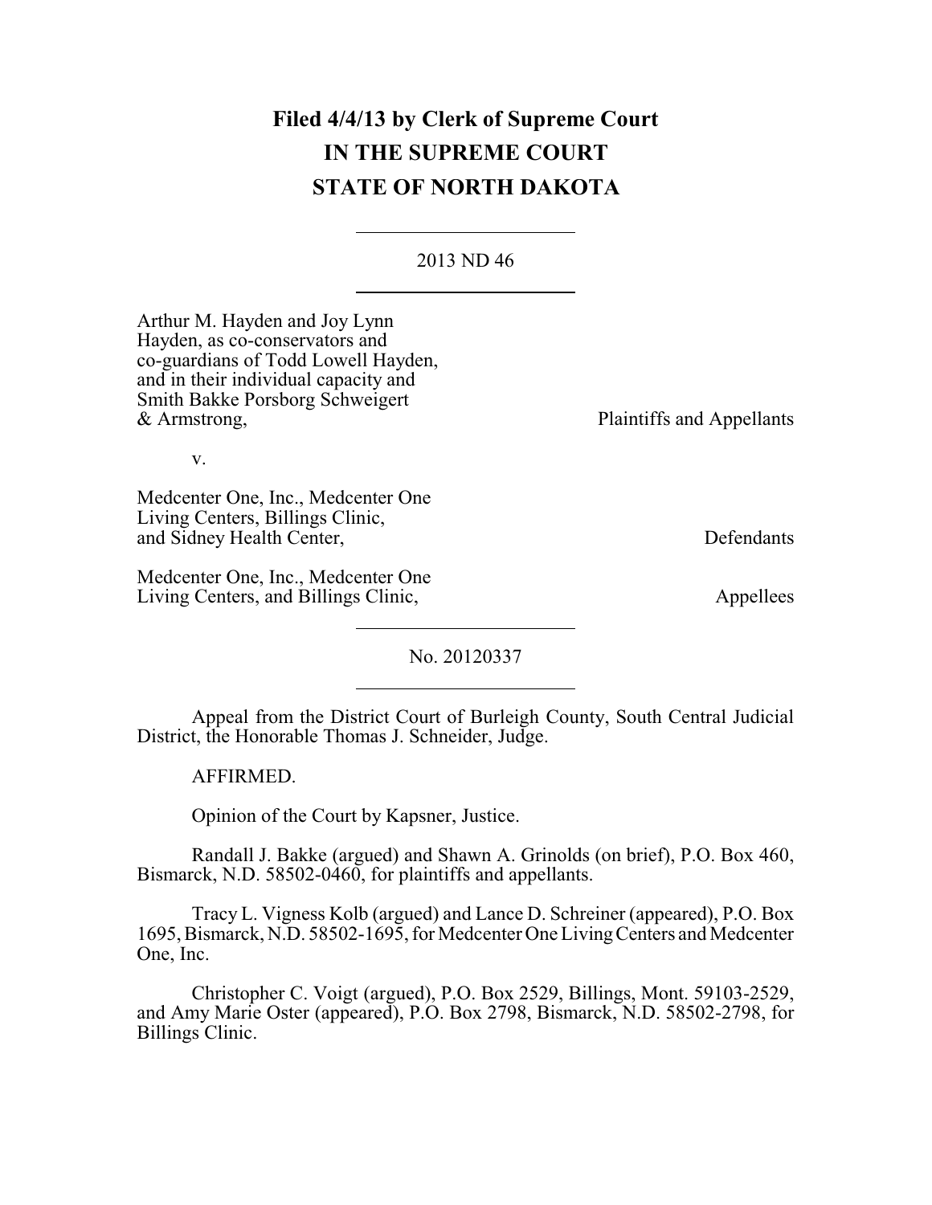**Filed 4/4/13 by Clerk of Supreme Court**
**IN THE SUPREME COURT**
**STATE OF NORTH DAKOTA**

2013 ND 46

Arthur M. Hayden and Joy Lynn Hayden, as co-conservators and co-guardians of Todd Lowell Hayden, and in their individual capacity and Smith Bakke Porsborg Schweigert & Armstrong, Plaintiffs and Appellants

v.

Medcenter One, Inc., Medcenter One Living Centers, Billings Clinic, and Sidney Health Center, Defendants

Medcenter One, Inc., Medcenter One Living Centers, and Billings Clinic, Appellees

No. 20120337

Appeal from the District Court of Burleigh County, South Central Judicial District, the Honorable Thomas J. Schneider, Judge.

AFFIRMED.

Opinion of the Court by Kapsner, Justice.

Randall J. Bakke (argued) and Shawn A. Grinolds (on brief), P.O. Box 460, Bismarck, N.D. 58502-0460, for plaintiffs and appellants.

Tracy L. Vigness Kolb (argued) and Lance D. Schreiner (appeared), P.O. Box 1695, Bismarck, N.D. 58502-1695, for Medcenter One Living Centers and Medcenter One, Inc.

Christopher C. Voigt (argued), P.O. Box 2529, Billings, Mont. 59103-2529, and Amy Marie Oster (appeared), P.O. Box 2798, Bismarck, N.D. 58502-2798, for Billings Clinic.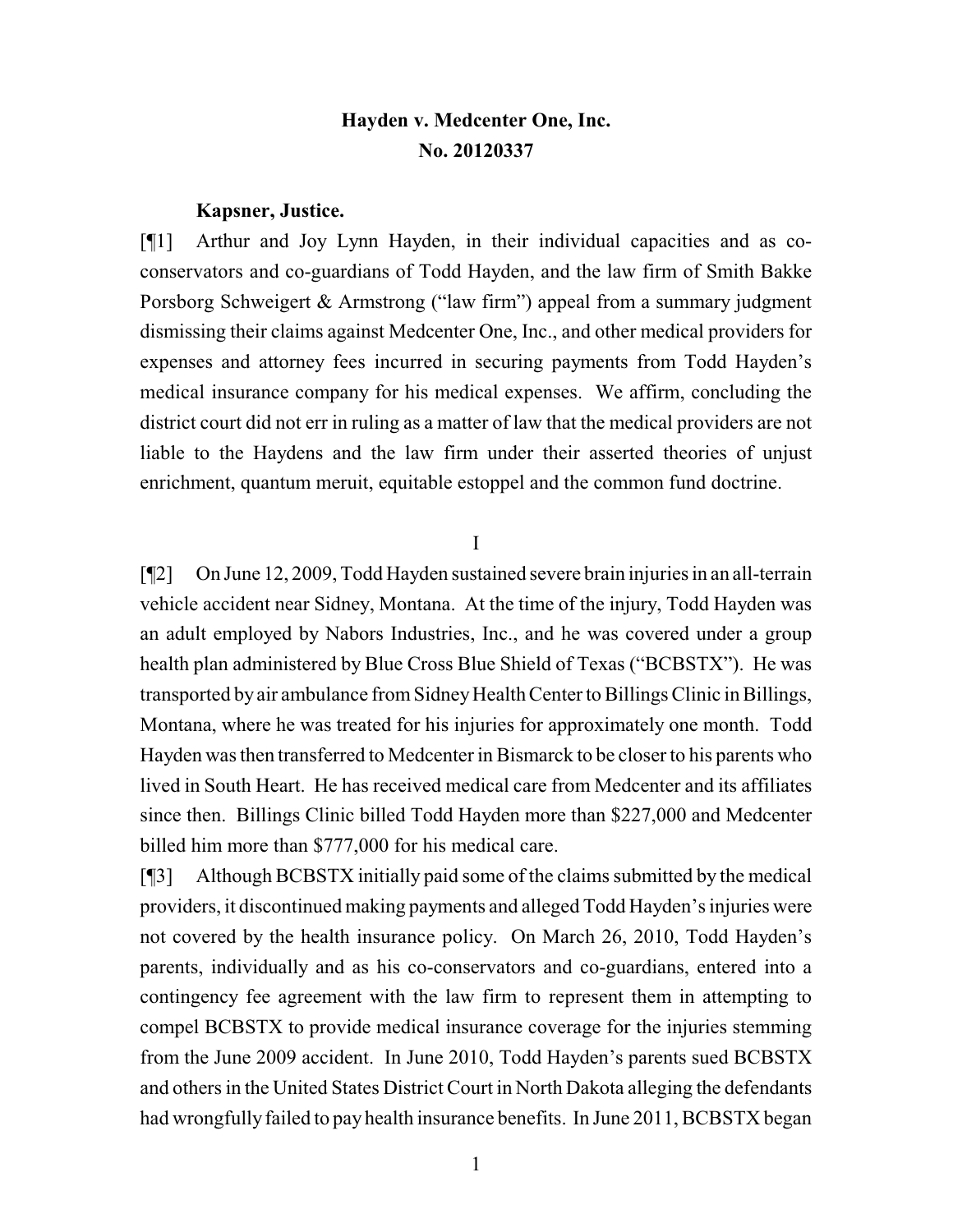# Hayden v. Medcenter One, Inc.

# No. 20120337

**Kapsner, Justice.**

[¶1] Arthur and Joy Lynn Hayden, in their individual capacities and as co-conservators and co-guardians of Todd Hayden, and the law firm of Smith Bakke Porsborg Schweigert & Armstrong ("law firm") appeal from a summary judgment dismissing their claims against Medcenter One, Inc., and other medical providers for expenses and attorney fees incurred in securing payments from Todd Hayden's medical insurance company for his medical expenses. We affirm, concluding the district court did not err in ruling as a matter of law that the medical providers are not liable to the Haydens and the law firm under their asserted theories of unjust enrichment, quantum meruit, equitable estoppel and the common fund doctrine.

## I

[¶2] On June 12, 2009, Todd Hayden sustained severe brain injuries in an all-terrain vehicle accident near Sidney, Montana. At the time of the injury, Todd Hayden was an adult employed by Nabors Industries, Inc., and he was covered under a group health plan administered by Blue Cross Blue Shield of Texas ("BCBSTX"). He was transported by air ambulance from Sidney Health Center to Billings Clinic in Billings, Montana, where he was treated for his injuries for approximately one month. Todd Hayden was then transferred to Medcenter in Bismarck to be closer to his parents who lived in South Heart. He has received medical care from Medcenter and its affiliates since then. Billings Clinic billed Todd Hayden more than $227,000 and Medcenter billed him more than $777,000 for his medical care.

[¶3] Although BCBSTX initially paid some of the claims submitted by the medical providers, it discontinued making payments and alleged Todd Hayden's injuries were not covered by the health insurance policy. On March 26, 2010, Todd Hayden's parents, individually and as his co-conservators and co-guardians, entered into a contingency fee agreement with the law firm to represent them in attempting to compel BCBSTX to provide medical insurance coverage for the injuries stemming from the June 2009 accident. In June 2010, Todd Hayden's parents sued BCBSTX and others in the United States District Court in North Dakota alleging the defendants had wrongfully failed to pay health insurance benefits. In June 2011, BCBSTX began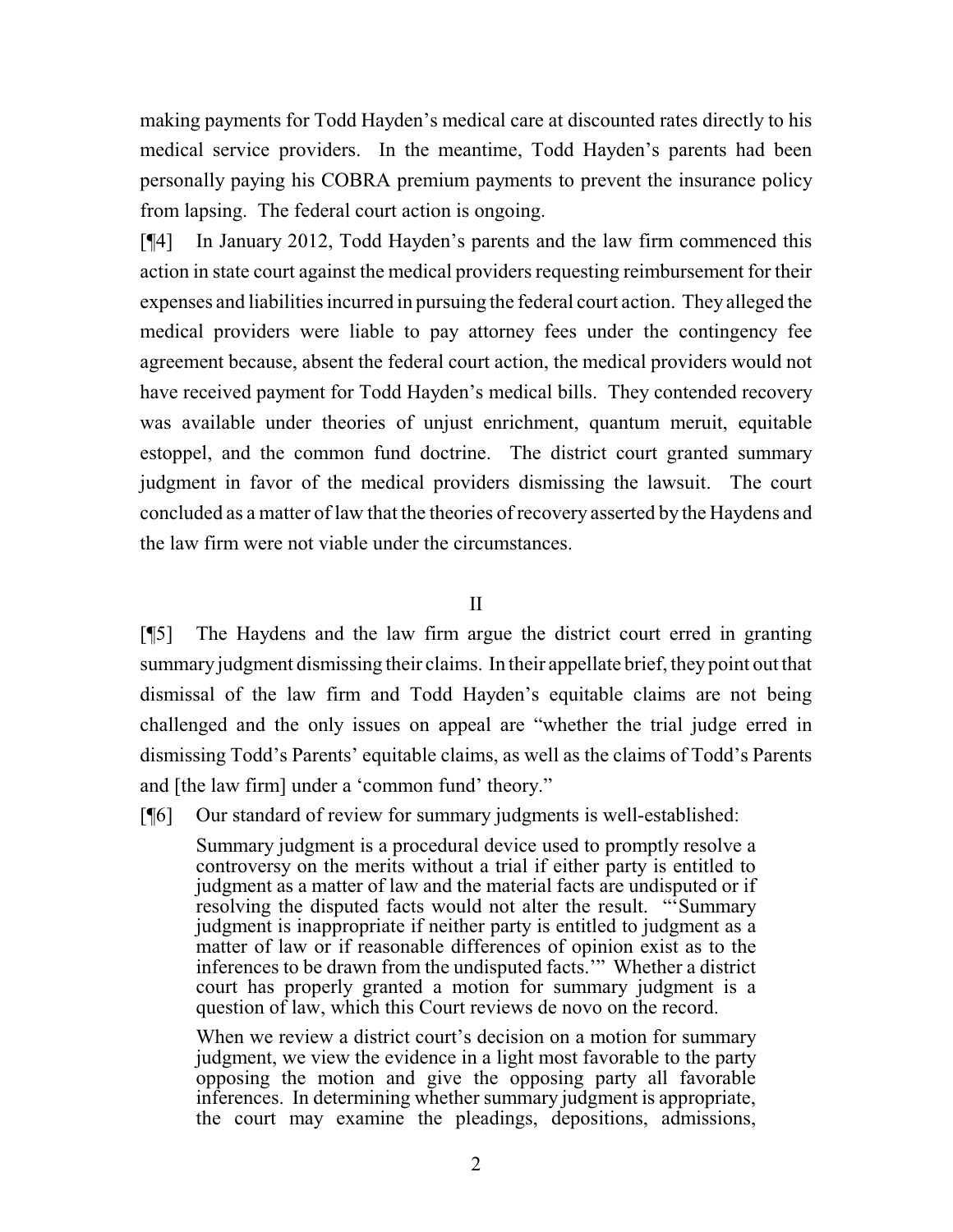making payments for Todd Hayden's medical care at discounted rates directly to his medical service providers. In the meantime, Todd Hayden's parents had been personally paying his COBRA premium payments to prevent the insurance policy from lapsing. The federal court action is ongoing.

[¶4] In January 2012, Todd Hayden's parents and the law firm commenced this action in state court against the medical providers requesting reimbursement for their expenses and liabilities incurred in pursuing the federal court action. They alleged the medical providers were liable to pay attorney fees under the contingency fee agreement because, absent the federal court action, the medical providers would not have received payment for Todd Hayden's medical bills. They contended recovery was available under theories of unjust enrichment, quantum meruit, equitable estoppel, and the common fund doctrine. The district court granted summary judgment in favor of the medical providers dismissing the lawsuit. The court concluded as a matter of law that the theories of recovery asserted by the Haydens and the law firm were not viable under the circumstances.

## II

[¶5] The Haydens and the law firm argue the district court erred in granting summary judgment dismissing their claims. In their appellate brief, they point out that dismissal of the law firm and Todd Hayden's equitable claims are not being challenged and the only issues on appeal are "whether the trial judge erred in dismissing Todd's Parents' equitable claims, as well as the claims of Todd's Parents and [the law firm] under a 'common fund' theory."

[¶6] Our standard of review for summary judgments is well-established:

> Summary judgment is a procedural device used to promptly resolve a controversy on the merits without a trial if either party is entitled to judgment as a matter of law and the material facts are undisputed or if resolving the disputed facts would not alter the result. "'Summary judgment is inappropriate if neither party is entitled to judgment as a matter of law or if reasonable differences of opinion exist as to the inferences to be drawn from the undisputed facts.'" Whether a district court has properly granted a motion for summary judgment is a question of law, which this Court reviews de novo on the record.
>
> When we review a district court's decision on a motion for summary judgment, we view the evidence in a light most favorable to the party opposing the motion and give the opposing party all favorable inferences. In determining whether summary judgment is appropriate, the court may examine the pleadings, depositions, admissions,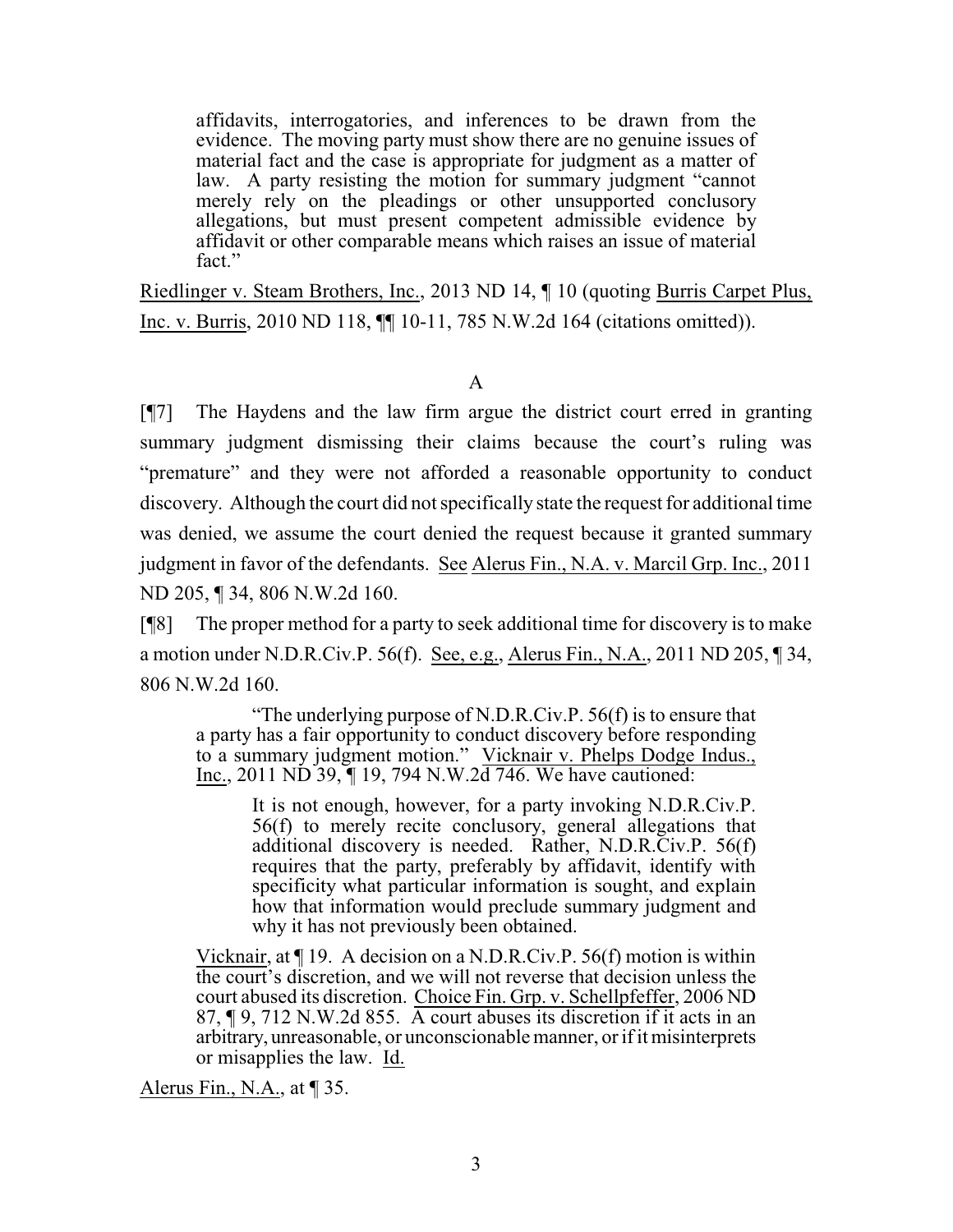> affidavits, interrogatories, and inferences to be drawn from the evidence. The moving party must show there are no genuine issues of material fact and the case is appropriate for judgment as a matter of law. A party resisting the motion for summary judgment "cannot merely rely on the pleadings or other unsupported conclusory allegations, but must present competent admissible evidence by affidavit or other comparable means which raises an issue of material fact."

Riedlinger v. Steam Brothers, Inc., 2013 ND 14, ¶ 10 (quoting Burris Carpet Plus, Inc. v. Burris, 2010 ND 118, ¶¶ 10-11, 785 N.W.2d 164 (citations omitted)).

A

[¶7] The Haydens and the law firm argue the district court erred in granting summary judgment dismissing their claims because the court's ruling was "premature" and they were not afforded a reasonable opportunity to conduct discovery. Although the court did not specifically state the request for additional time was denied, we assume the court denied the request because it granted summary judgment in favor of the defendants. See Alerus Fin., N.A. v. Marcil Grp. Inc., 2011 ND 205, ¶ 34, 806 N.W.2d 160.

[¶8] The proper method for a party to seek additional time for discovery is to make a motion under N.D.R.Civ.P. 56(f). See, e.g., Alerus Fin., N.A., 2011 ND 205, ¶ 34, 806 N.W.2d 160.

> "The underlying purpose of N.D.R.Civ.P. 56(f) is to ensure that a party has a fair opportunity to conduct discovery before responding to a summary judgment motion." Vicknair v. Phelps Dodge Indus., Inc., 2011 ND 39, ¶ 19, 794 N.W.2d 746. We have cautioned:
>
> > It is not enough, however, for a party invoking N.D.R.Civ.P. 56(f) to merely recite conclusory, general allegations that additional discovery is needed. Rather, N.D.R.Civ.P. 56(f) requires that the party, preferably by affidavit, identify with specificity what particular information is sought, and explain how that information would preclude summary judgment and why it has not previously been obtained.
>
> Vicknair, at ¶ 19. A decision on a N.D.R.Civ.P. 56(f) motion is within the court's discretion, and we will not reverse that decision unless the court abused its discretion. Choice Fin. Grp. v. Schellpfeffer, 2006 ND 87, ¶ 9, 712 N.W.2d 855. A court abuses its discretion if it acts in an arbitrary, unreasonable, or unconscionable manner, or if it misinterprets or misapplies the law. Id.

Alerus Fin., N.A., at ¶ 35.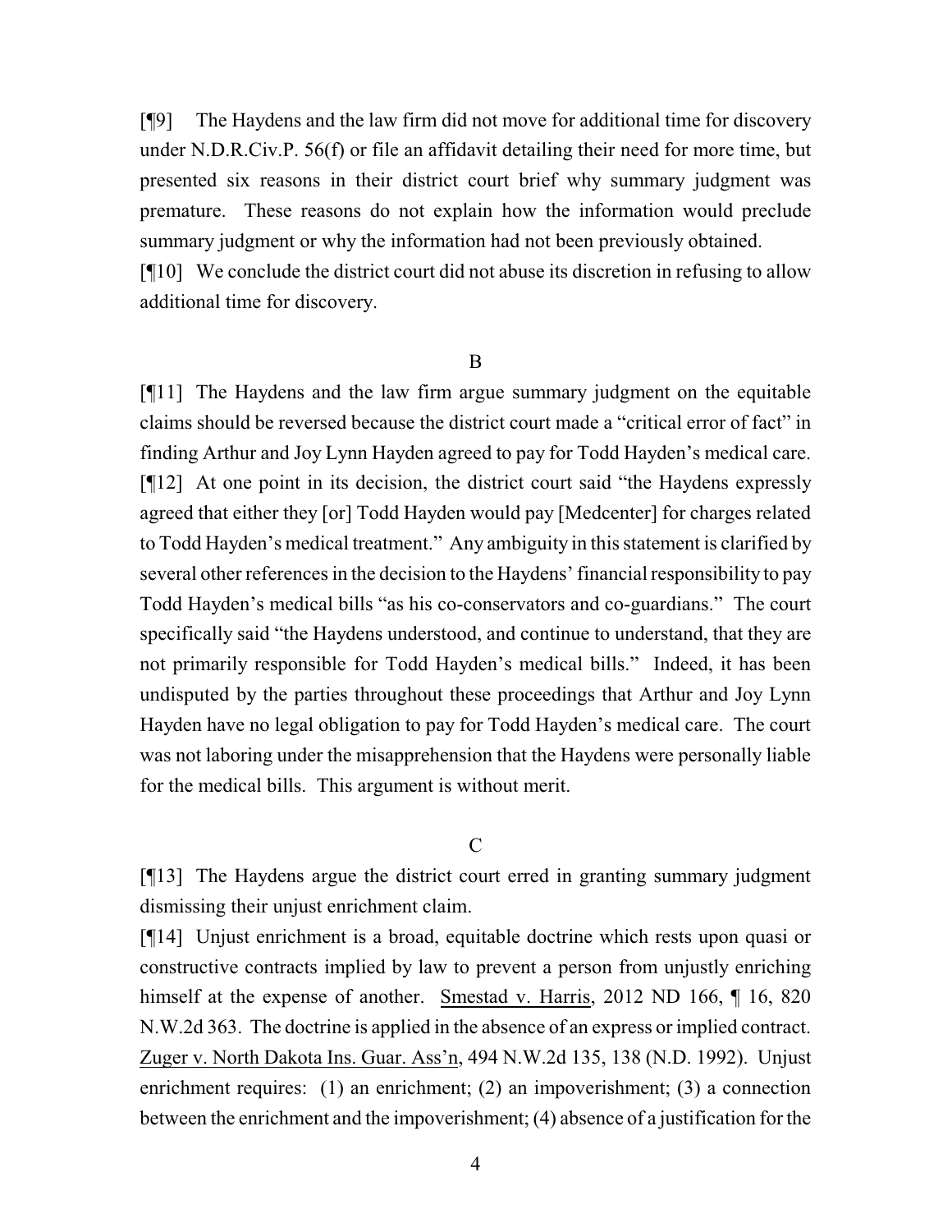[¶9] The Haydens and the law firm did not move for additional time for discovery under N.D.R.Civ.P. 56(f) or file an affidavit detailing their need for more time, but presented six reasons in their district court brief why summary judgment was premature. These reasons do not explain how the information would preclude summary judgment or why the information had not been previously obtained.

[¶10] We conclude the district court did not abuse its discretion in refusing to allow additional time for discovery.

### B

[¶11] The Haydens and the law firm argue summary judgment on the equitable claims should be reversed because the district court made a "critical error of fact" in finding Arthur and Joy Lynn Hayden agreed to pay for Todd Hayden's medical care.

[¶12] At one point in its decision, the district court said "the Haydens expressly agreed that either they [or] Todd Hayden would pay [Medcenter] for charges related to Todd Hayden's medical treatment." Any ambiguity in this statement is clarified by several other references in the decision to the Haydens' financial responsibility to pay Todd Hayden's medical bills "as his co-conservators and co-guardians." The court specifically said "the Haydens understood, and continue to understand, that they are not primarily responsible for Todd Hayden's medical bills." Indeed, it has been undisputed by the parties throughout these proceedings that Arthur and Joy Lynn Hayden have no legal obligation to pay for Todd Hayden's medical care. The court was not laboring under the misapprehension that the Haydens were personally liable for the medical bills. This argument is without merit.

### C

[¶13] The Haydens argue the district court erred in granting summary judgment dismissing their unjust enrichment claim.

[¶14] Unjust enrichment is a broad, equitable doctrine which rests upon quasi or constructive contracts implied by law to prevent a person from unjustly enriching himself at the expense of another. Smestad v. Harris, 2012 ND 166, ¶ 16, 820 N.W.2d 363. The doctrine is applied in the absence of an express or implied contract. Zuger v. North Dakota Ins. Guar. Ass'n, 494 N.W.2d 135, 138 (N.D. 1992). Unjust enrichment requires: (1) an enrichment; (2) an impoverishment; (3) a connection between the enrichment and the impoverishment; (4) absence of a justification for the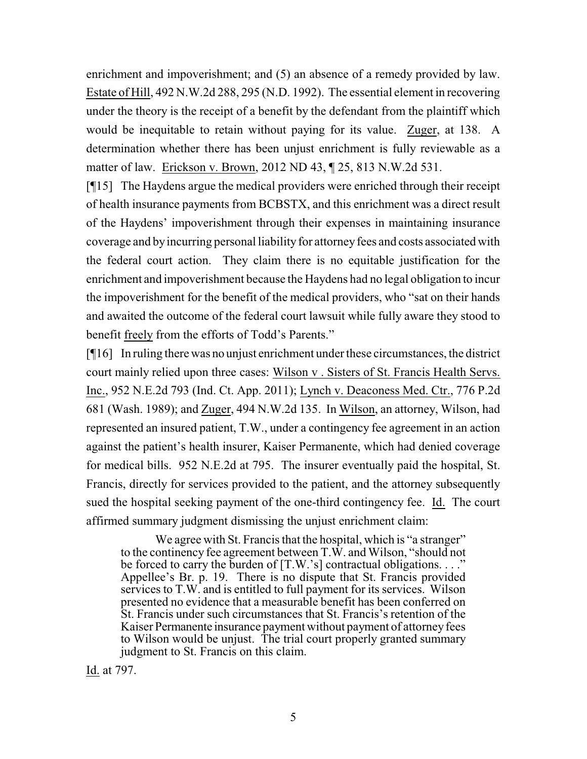enrichment and impoverishment; and (5) an absence of a remedy provided by law. Estate of Hill, 492 N.W.2d 288, 295 (N.D. 1992). The essential element in recovering under the theory is the receipt of a benefit by the defendant from the plaintiff which would be inequitable to retain without paying for its value. Zuger, at 138. A determination whether there has been unjust enrichment is fully reviewable as a matter of law. Erickson v. Brown, 2012 ND 43, ¶ 25, 813 N.W.2d 531.

[¶15] The Haydens argue the medical providers were enriched through their receipt of health insurance payments from BCBSTX, and this enrichment was a direct result of the Haydens' impoverishment through their expenses in maintaining insurance coverage and by incurring personal liability for attorney fees and costs associated with the federal court action. They claim there is no equitable justification for the enrichment and impoverishment because the Haydens had no legal obligation to incur the impoverishment for the benefit of the medical providers, who "sat on their hands and awaited the outcome of the federal court lawsuit while fully aware they stood to benefit freely from the efforts of Todd's Parents."

[¶16] In ruling there was no unjust enrichment under these circumstances, the district court mainly relied upon three cases: Wilson v . Sisters of St. Francis Health Servs. Inc., 952 N.E.2d 793 (Ind. Ct. App. 2011); Lynch v. Deaconess Med. Ctr., 776 P.2d 681 (Wash. 1989); and Zuger, 494 N.W.2d 135. In Wilson, an attorney, Wilson, had represented an insured patient, T.W., under a contingency fee agreement in an action against the patient's health insurer, Kaiser Permanente, which had denied coverage for medical bills. 952 N.E.2d at 795. The insurer eventually paid the hospital, St. Francis, directly for services provided to the patient, and the attorney subsequently sued the hospital seeking payment of the one-third contingency fee. Id. The court affirmed summary judgment dismissing the unjust enrichment claim:

> We agree with St. Francis that the hospital, which is "a stranger" to the continency fee agreement between T.W. and Wilson, "should not be forced to carry the burden of [T.W.'s] contractual obligations. . . ." Appellee's Br. p. 19. There is no dispute that St. Francis provided services to T.W. and is entitled to full payment for its services. Wilson presented no evidence that a measurable benefit has been conferred on St. Francis under such circumstances that St. Francis's retention of the Kaiser Permanente insurance payment without payment of attorney fees to Wilson would be unjust. The trial court properly granted summary judgment to St. Francis on this claim.

Id. at 797.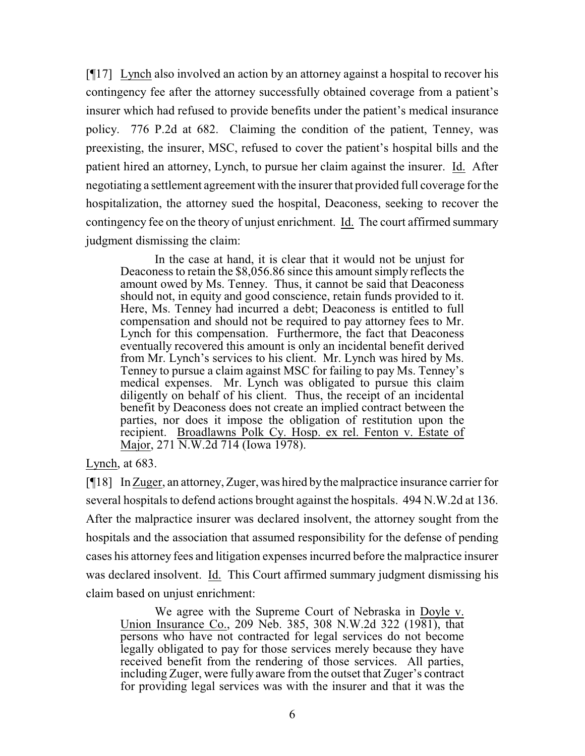[¶17] Lynch also involved an action by an attorney against a hospital to recover his contingency fee after the attorney successfully obtained coverage from a patient's insurer which had refused to provide benefits under the patient's medical insurance policy. 776 P.2d at 682. Claiming the condition of the patient, Tenney, was preexisting, the insurer, MSC, refused to cover the patient's hospital bills and the patient hired an attorney, Lynch, to pursue her claim against the insurer. Id. After negotiating a settlement agreement with the insurer that provided full coverage for the hospitalization, the attorney sued the hospital, Deaconess, seeking to recover the contingency fee on the theory of unjust enrichment. Id. The court affirmed summary judgment dismissing the claim:

> In the case at hand, it is clear that it would not be unjust for Deaconess to retain the $8,056.86 since this amount simply reflects the amount owed by Ms. Tenney. Thus, it cannot be said that Deaconess should not, in equity and good conscience, retain funds provided to it. Here, Ms. Tenney had incurred a debt; Deaconess is entitled to full compensation and should not be required to pay attorney fees to Mr. Lynch for this compensation. Furthermore, the fact that Deaconess eventually recovered this amount is only an incidental benefit derived from Mr. Lynch's services to his client. Mr. Lynch was hired by Ms. Tenney to pursue a claim against MSC for failing to pay Ms. Tenney's medical expenses. Mr. Lynch was obligated to pursue this claim diligently on behalf of his client. Thus, the receipt of an incidental benefit by Deaconess does not create an implied contract between the parties, nor does it impose the obligation of restitution upon the recipient. Broadlawns Polk Cy. Hosp. ex rel. Fenton v. Estate of Major, 271 N.W.2d 714 (Iowa 1978).

Lynch, at 683.

[¶18] In Zuger, an attorney, Zuger, was hired by the malpractice insurance carrier for several hospitals to defend actions brought against the hospitals. 494 N.W.2d at 136. After the malpractice insurer was declared insolvent, the attorney sought from the hospitals and the association that assumed responsibility for the defense of pending cases his attorney fees and litigation expenses incurred before the malpractice insurer was declared insolvent. Id. This Court affirmed summary judgment dismissing his claim based on unjust enrichment:

> We agree with the Supreme Court of Nebraska in Doyle v. Union Insurance Co., 209 Neb. 385, 308 N.W.2d 322 (1981), that persons who have not contracted for legal services do not become legally obligated to pay for those services merely because they have received benefit from the rendering of those services. All parties, including Zuger, were fully aware from the outset that Zuger's contract for providing legal services was with the insurer and that it was the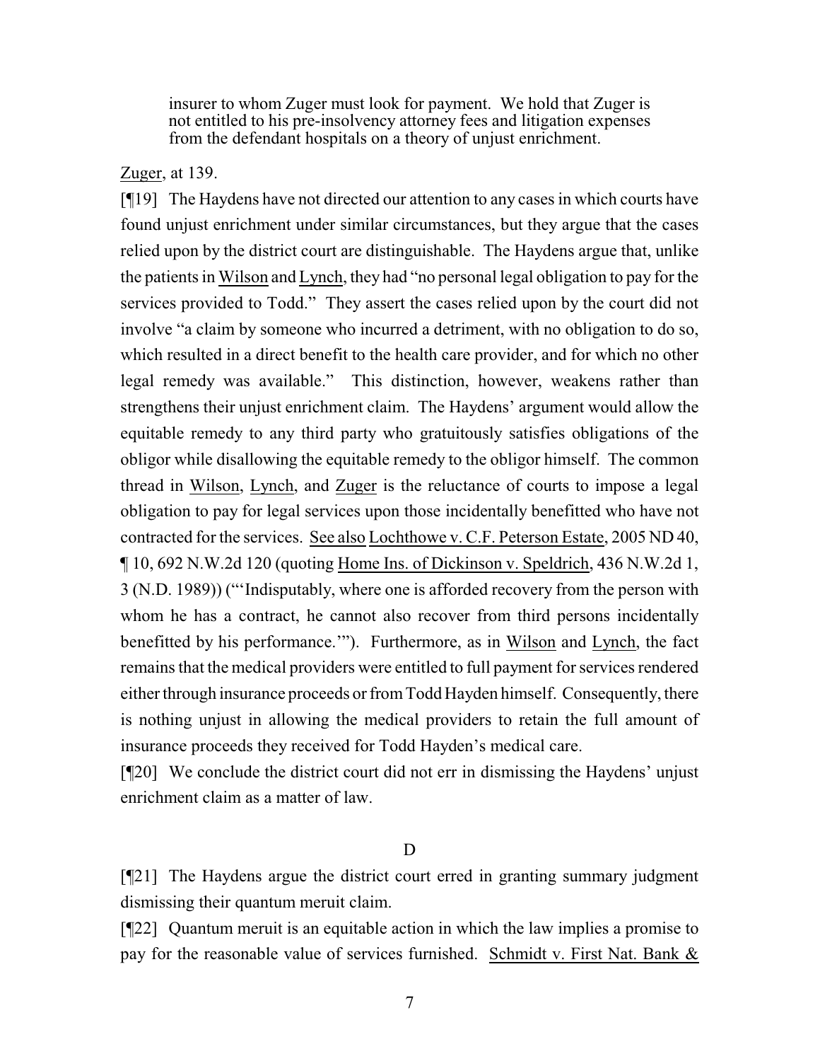> insurer to whom Zuger must look for payment. We hold that Zuger is not entitled to his pre-insolvency attorney fees and litigation expenses from the defendant hospitals on a theory of unjust enrichment.

Zuger, at 139.

[¶19] The Haydens have not directed our attention to any cases in which courts have found unjust enrichment under similar circumstances, but they argue that the cases relied upon by the district court are distinguishable. The Haydens argue that, unlike the patients in Wilson and Lynch, they had "no personal legal obligation to pay for the services provided to Todd." They assert the cases relied upon by the court did not involve "a claim by someone who incurred a detriment, with no obligation to do so, which resulted in a direct benefit to the health care provider, and for which no other legal remedy was available." This distinction, however, weakens rather than strengthens their unjust enrichment claim. The Haydens' argument would allow the equitable remedy to any third party who gratuitously satisfies obligations of the obligor while disallowing the equitable remedy to the obligor himself. The common thread in Wilson, Lynch, and Zuger is the reluctance of courts to impose a legal obligation to pay for legal services upon those incidentally benefitted who have not contracted for the services. See also Lochthowe v. C.F. Peterson Estate, 2005 ND 40, ¶ 10, 692 N.W.2d 120 (quoting Home Ins. of Dickinson v. Speldrich, 436 N.W.2d 1, 3 (N.D. 1989)) ("'Indisputably, where one is afforded recovery from the person with whom he has a contract, he cannot also recover from third persons incidentally benefitted by his performance.'"). Furthermore, as in Wilson and Lynch, the fact remains that the medical providers were entitled to full payment for services rendered either through insurance proceeds or from Todd Hayden himself. Consequently, there is nothing unjust in allowing the medical providers to retain the full amount of insurance proceeds they received for Todd Hayden's medical care.

[¶20] We conclude the district court did not err in dismissing the Haydens' unjust enrichment claim as a matter of law.

### D

[¶21] The Haydens argue the district court erred in granting summary judgment dismissing their quantum meruit claim.

[¶22] Quantum meruit is an equitable action in which the law implies a promise to pay for the reasonable value of services furnished. Schmidt v. First Nat. Bank &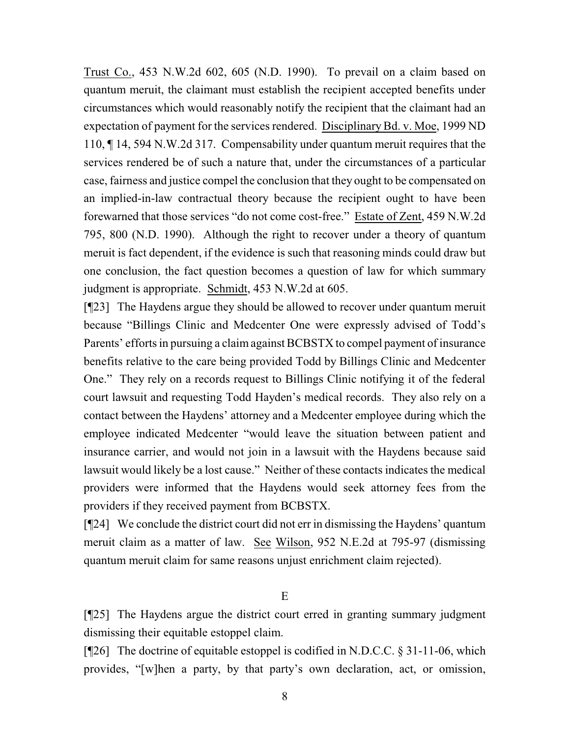Trust Co., 453 N.W.2d 602, 605 (N.D. 1990). To prevail on a claim based on quantum meruit, the claimant must establish the recipient accepted benefits under circumstances which would reasonably notify the recipient that the claimant had an expectation of payment for the services rendered. Disciplinary Bd. v. Moe, 1999 ND 110, ¶ 14, 594 N.W.2d 317. Compensability under quantum meruit requires that the services rendered be of such a nature that, under the circumstances of a particular case, fairness and justice compel the conclusion that they ought to be compensated on an implied-in-law contractual theory because the recipient ought to have been forewarned that those services "do not come cost-free." Estate of Zent, 459 N.W.2d 795, 800 (N.D. 1990). Although the right to recover under a theory of quantum meruit is fact dependent, if the evidence is such that reasoning minds could draw but one conclusion, the fact question becomes a question of law for which summary judgment is appropriate. Schmidt, 453 N.W.2d at 605.

[¶23] The Haydens argue they should be allowed to recover under quantum meruit because "Billings Clinic and Medcenter One were expressly advised of Todd's Parents' efforts in pursuing a claim against BCBSTX to compel payment of insurance benefits relative to the care being provided Todd by Billings Clinic and Medcenter One." They rely on a records request to Billings Clinic notifying it of the federal court lawsuit and requesting Todd Hayden's medical records. They also rely on a contact between the Haydens' attorney and a Medcenter employee during which the employee indicated Medcenter "would leave the situation between patient and insurance carrier, and would not join in a lawsuit with the Haydens because said lawsuit would likely be a lost cause." Neither of these contacts indicates the medical providers were informed that the Haydens would seek attorney fees from the providers if they received payment from BCBSTX.

[¶24] We conclude the district court did not err in dismissing the Haydens' quantum meruit claim as a matter of law. See Wilson, 952 N.E.2d at 795-97 (dismissing quantum meruit claim for same reasons unjust enrichment claim rejected).

E

[¶25] The Haydens argue the district court erred in granting summary judgment dismissing their equitable estoppel claim.

[¶26] The doctrine of equitable estoppel is codified in N.D.C.C. § 31-11-06, which provides, "[w]hen a party, by that party's own declaration, act, or omission,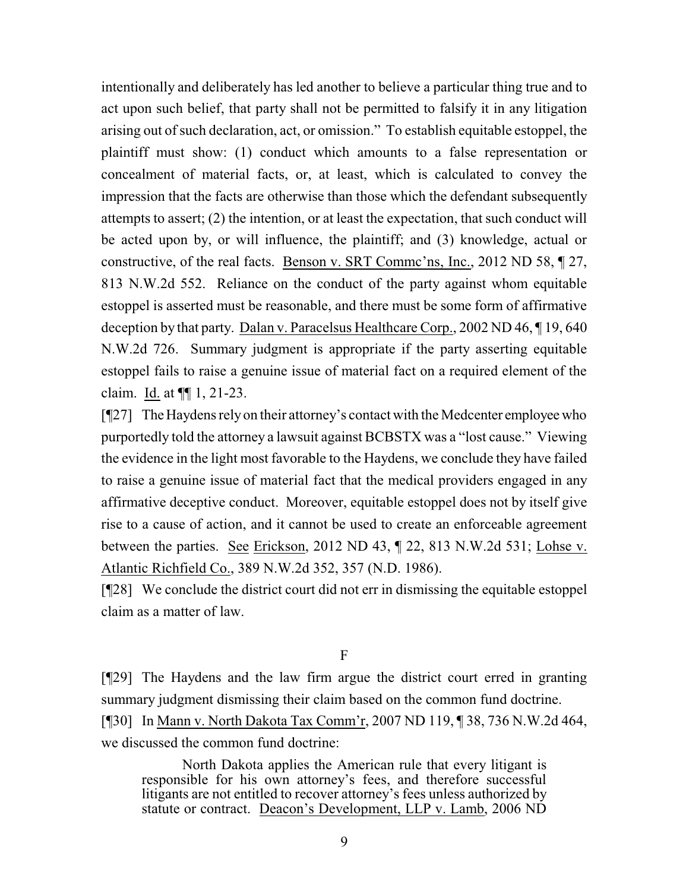intentionally and deliberately has led another to believe a particular thing true and to act upon such belief, that party shall not be permitted to falsify it in any litigation arising out of such declaration, act, or omission." To establish equitable estoppel, the plaintiff must show: (1) conduct which amounts to a false representation or concealment of material facts, or, at least, which is calculated to convey the impression that the facts are otherwise than those which the defendant subsequently attempts to assert; (2) the intention, or at least the expectation, that such conduct will be acted upon by, or will influence, the plaintiff; and (3) knowledge, actual or constructive, of the real facts. Benson v. SRT Commc'ns, Inc., 2012 ND 58, ¶ 27, 813 N.W.2d 552. Reliance on the conduct of the party against whom equitable estoppel is asserted must be reasonable, and there must be some form of affirmative deception by that party. Dalan v. Paracelsus Healthcare Corp., 2002 ND 46, ¶ 19, 640 N.W.2d 726. Summary judgment is appropriate if the party asserting equitable estoppel fails to raise a genuine issue of material fact on a required element of the claim. Id. at ¶¶ 1, 21-23.

[¶27] The Haydens rely on their attorney's contact with the Medcenter employee who purportedly told the attorney a lawsuit against BCBSTX was a "lost cause." Viewing the evidence in the light most favorable to the Haydens, we conclude they have failed to raise a genuine issue of material fact that the medical providers engaged in any affirmative deceptive conduct. Moreover, equitable estoppel does not by itself give rise to a cause of action, and it cannot be used to create an enforceable agreement between the parties. See Erickson, 2012 ND 43, ¶ 22, 813 N.W.2d 531; Lohse v. Atlantic Richfield Co., 389 N.W.2d 352, 357 (N.D. 1986).

[¶28] We conclude the district court did not err in dismissing the equitable estoppel claim as a matter of law.

F

[¶29] The Haydens and the law firm argue the district court erred in granting summary judgment dismissing their claim based on the common fund doctrine.

[¶30] In Mann v. North Dakota Tax Comm'r, 2007 ND 119, ¶ 38, 736 N.W.2d 464, we discussed the common fund doctrine:

> North Dakota applies the American rule that every litigant is responsible for his own attorney's fees, and therefore successful litigants are not entitled to recover attorney's fees unless authorized by statute or contract. Deacon's Development, LLP v. Lamb, 2006 ND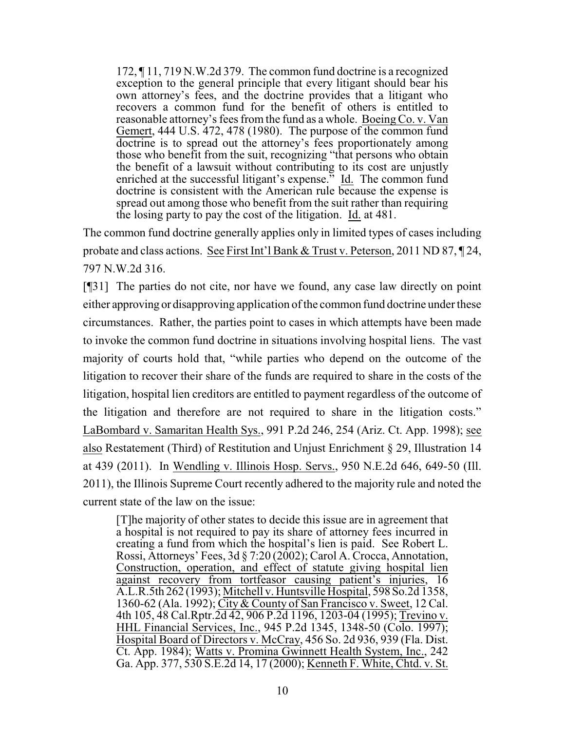> 172, ¶ 11, 719 N.W.2d 379. The common fund doctrine is a recognized exception to the general principle that every litigant should bear his own attorney's fees, and the doctrine provides that a litigant who recovers a common fund for the benefit of others is entitled to reasonable attorney's fees from the fund as a whole. Boeing Co. v. Van Gemert, 444 U.S. 472, 478 (1980). The purpose of the common fund doctrine is to spread out the attorney's fees proportionately among those who benefit from the suit, recognizing "that persons who obtain the benefit of a lawsuit without contributing to its cost are unjustly enriched at the successful litigant's expense." Id. The common fund doctrine is consistent with the American rule because the expense is spread out among those who benefit from the suit rather than requiring the losing party to pay the cost of the litigation. Id. at 481.

The common fund doctrine generally applies only in limited types of cases including probate and class actions. See First Int'l Bank & Trust v. Peterson, 2011 ND 87, ¶ 24, 797 N.W.2d 316.

[¶31] The parties do not cite, nor have we found, any case law directly on point either approving or disapproving application of the common fund doctrine under these circumstances. Rather, the parties point to cases in which attempts have been made to invoke the common fund doctrine in situations involving hospital liens. The vast majority of courts hold that, "while parties who depend on the outcome of the litigation to recover their share of the funds are required to share in the costs of the litigation, hospital lien creditors are entitled to payment regardless of the outcome of the litigation and therefore are not required to share in the litigation costs." LaBombard v. Samaritan Health Sys., 991 P.2d 246, 254 (Ariz. Ct. App. 1998); see also Restatement (Third) of Restitution and Unjust Enrichment § 29, Illustration 14 at 439 (2011). In Wendling v. Illinois Hosp. Servs., 950 N.E.2d 646, 649-50 (Ill. 2011), the Illinois Supreme Court recently adhered to the majority rule and noted the current state of the law on the issue:

> [T]he majority of other states to decide this issue are in agreement that a hospital is not required to pay its share of attorney fees incurred in creating a fund from which the hospital's lien is paid. See Robert L. Rossi, Attorneys' Fees, 3d § 7:20 (2002); Carol A. Crocca, Annotation, Construction, operation, and effect of statute giving hospital lien against recovery from tortfeasor causing patient's injuries, 16 A.L.R.5th 262 (1993); Mitchell v. Huntsville Hospital, 598 So.2d 1358, 1360-62 (Ala. 1992); City & County of San Francisco v. Sweet, 12 Cal. 4th 105, 48 Cal.Rptr.2d 42, 906 P.2d 1196, 1203-04 (1995); Trevino v. HHL Financial Services, Inc., 945 P.2d 1345, 1348-50 (Colo. 1997); Hospital Board of Directors v. McCray, 456 So. 2d 936, 939 (Fla. Dist. Ct. App. 1984); Watts v. Promina Gwinnett Health System, Inc., 242 Ga. App. 377, 530 S.E.2d 14, 17 (2000); Kenneth F. White, Chtd. v. St.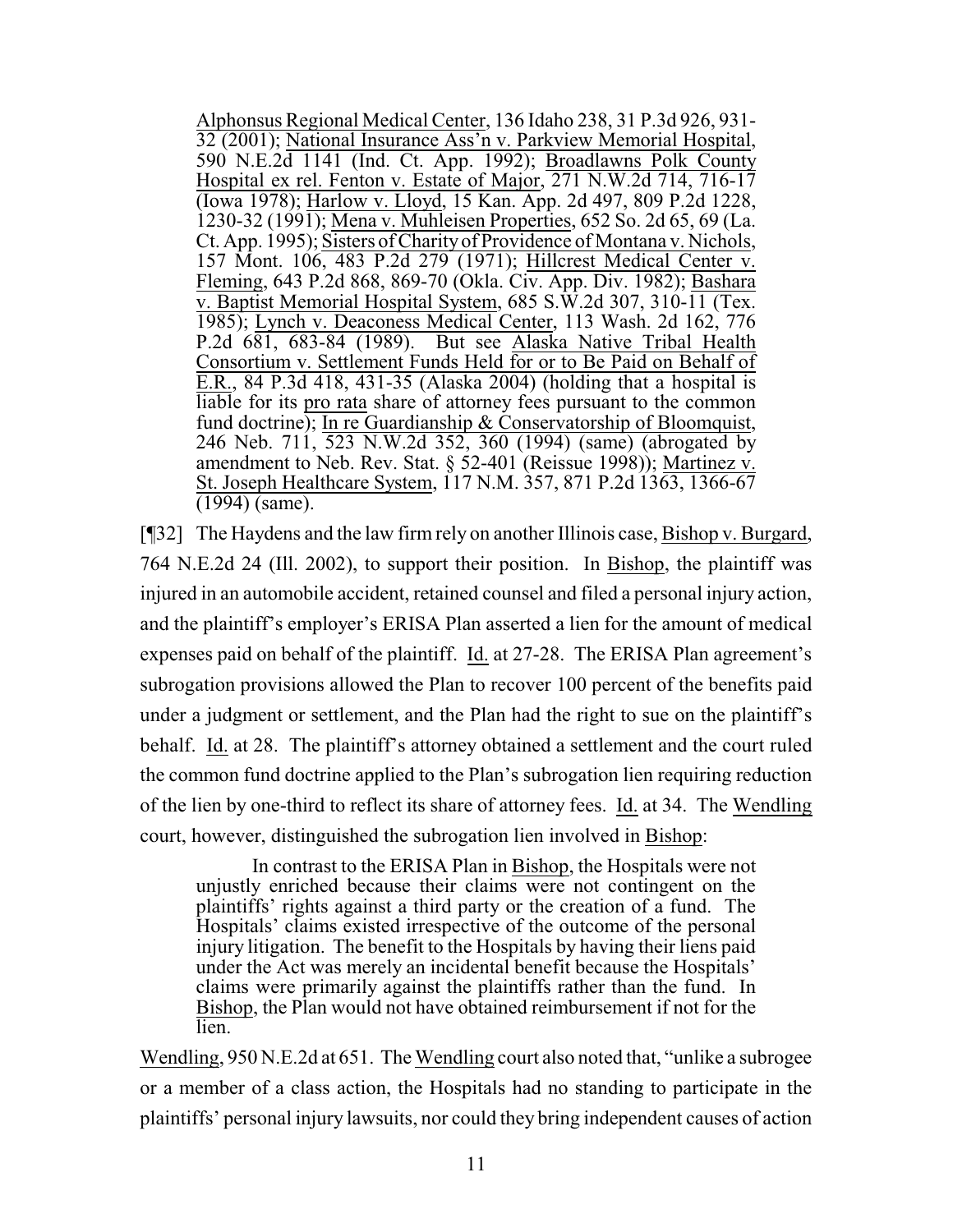Alphonsus Regional Medical Center, 136 Idaho 238, 31 P.3d 926, 931-32 (2001); National Insurance Ass'n v. Parkview Memorial Hospital, 590 N.E.2d 1141 (Ind. Ct. App. 1992); Broadlawns Polk County Hospital ex rel. Fenton v. Estate of Major, 271 N.W.2d 714, 716-17 (Iowa 1978); Harlow v. Lloyd, 15 Kan. App. 2d 497, 809 P.2d 1228, 1230-32 (1991); Mena v. Muhleisen Properties, 652 So. 2d 65, 69 (La. Ct. App. 1995); Sisters of Charity of Providence of Montana v. Nichols, 157 Mont. 106, 483 P.2d 279 (1971); Hillcrest Medical Center v. Fleming, 643 P.2d 868, 869-70 (Okla. Civ. App. Div. 1982); Bashara v. Baptist Memorial Hospital System, 685 S.W.2d 307, 310-11 (Tex. 1985); Lynch v. Deaconess Medical Center, 113 Wash. 2d 162, 776 P.2d 681, 683-84 (1989). But see Alaska Native Tribal Health Consortium v. Settlement Funds Held for or to Be Paid on Behalf of E.R., 84 P.3d 418, 431-35 (Alaska 2004) (holding that a hospital is liable for its pro rata share of attorney fees pursuant to the common fund doctrine); In re Guardianship & Conservatorship of Bloomquist, 246 Neb. 711, 523 N.W.2d 352, 360 (1994) (same) (abrogated by amendment to Neb. Rev. Stat. § 52-401 (Reissue 1998)); Martinez v. St. Joseph Healthcare System, 117 N.M. 357, 871 P.2d 1363, 1366-67 (1994) (same).

[¶32] The Haydens and the law firm rely on another Illinois case, Bishop v. Burgard, 764 N.E.2d 24 (Ill. 2002), to support their position. In Bishop, the plaintiff was injured in an automobile accident, retained counsel and filed a personal injury action, and the plaintiff's employer's ERISA Plan asserted a lien for the amount of medical expenses paid on behalf of the plaintiff. Id. at 27-28. The ERISA Plan agreement's subrogation provisions allowed the Plan to recover 100 percent of the benefits paid under a judgment or settlement, and the Plan had the right to sue on the plaintiff's behalf. Id. at 28. The plaintiff's attorney obtained a settlement and the court ruled the common fund doctrine applied to the Plan's subrogation lien requiring reduction of the lien by one-third to reflect its share of attorney fees. Id. at 34. The Wendling court, however, distinguished the subrogation lien involved in Bishop:

> In contrast to the ERISA Plan in Bishop, the Hospitals were not unjustly enriched because their claims were not contingent on the plaintiffs' rights against a third party or the creation of a fund. The Hospitals' claims existed irrespective of the outcome of the personal injury litigation. The benefit to the Hospitals by having their liens paid under the Act was merely an incidental benefit because the Hospitals' claims were primarily against the plaintiffs rather than the fund. In Bishop, the Plan would not have obtained reimbursement if not for the lien.

Wendling, 950 N.E.2d at 651. The Wendling court also noted that, "unlike a subrogee or a member of a class action, the Hospitals had no standing to participate in the plaintiffs' personal injury lawsuits, nor could they bring independent causes of action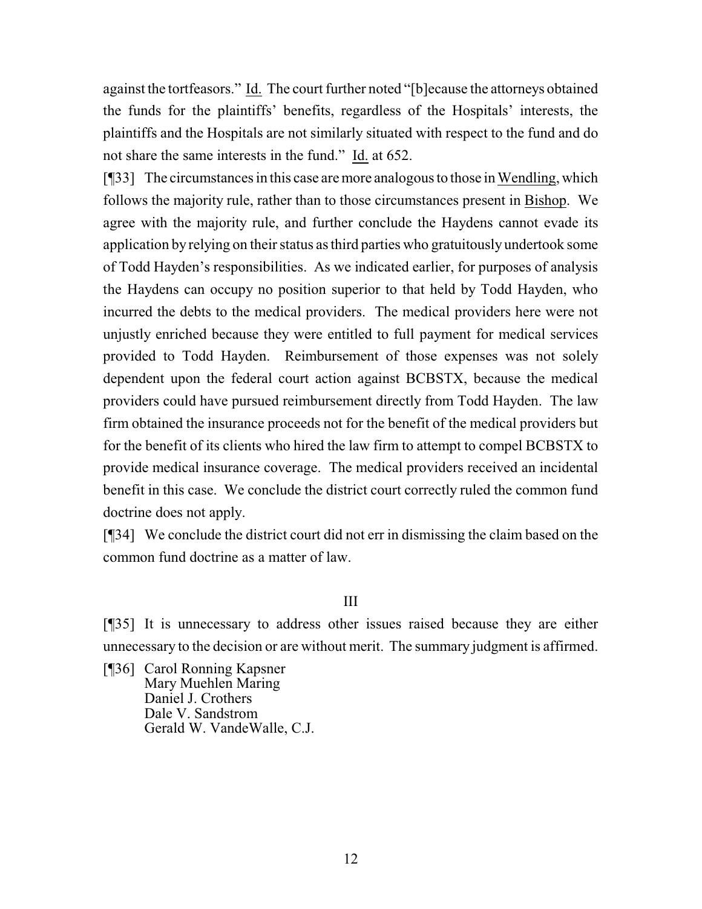against the tortfeasors." Id. The court further noted "[b]ecause the attorneys obtained the funds for the plaintiffs' benefits, regardless of the Hospitals' interests, the plaintiffs and the Hospitals are not similarly situated with respect to the fund and do not share the same interests in the fund." Id. at 652.

[¶33] The circumstances in this case are more analogous to those in Wendling, which follows the majority rule, rather than to those circumstances present in Bishop. We agree with the majority rule, and further conclude the Haydens cannot evade its application by relying on their status as third parties who gratuitously undertook some of Todd Hayden's responsibilities. As we indicated earlier, for purposes of analysis the Haydens can occupy no position superior to that held by Todd Hayden, who incurred the debts to the medical providers. The medical providers here were not unjustly enriched because they were entitled to full payment for medical services provided to Todd Hayden. Reimbursement of those expenses was not solely dependent upon the federal court action against BCBSTX, because the medical providers could have pursued reimbursement directly from Todd Hayden. The law firm obtained the insurance proceeds not for the benefit of the medical providers but for the benefit of its clients who hired the law firm to attempt to compel BCBSTX to provide medical insurance coverage. The medical providers received an incidental benefit in this case. We conclude the district court correctly ruled the common fund doctrine does not apply.

[¶34] We conclude the district court did not err in dismissing the claim based on the common fund doctrine as a matter of law.

## III

[¶35] It is unnecessary to address other issues raised because they are either unnecessary to the decision or are without merit. The summary judgment is affirmed.

[¶36] Carol Ronning Kapsner
Mary Muehlen Maring
Daniel J. Crothers
Dale V. Sandstrom
Gerald W. VandeWalle, C.J.